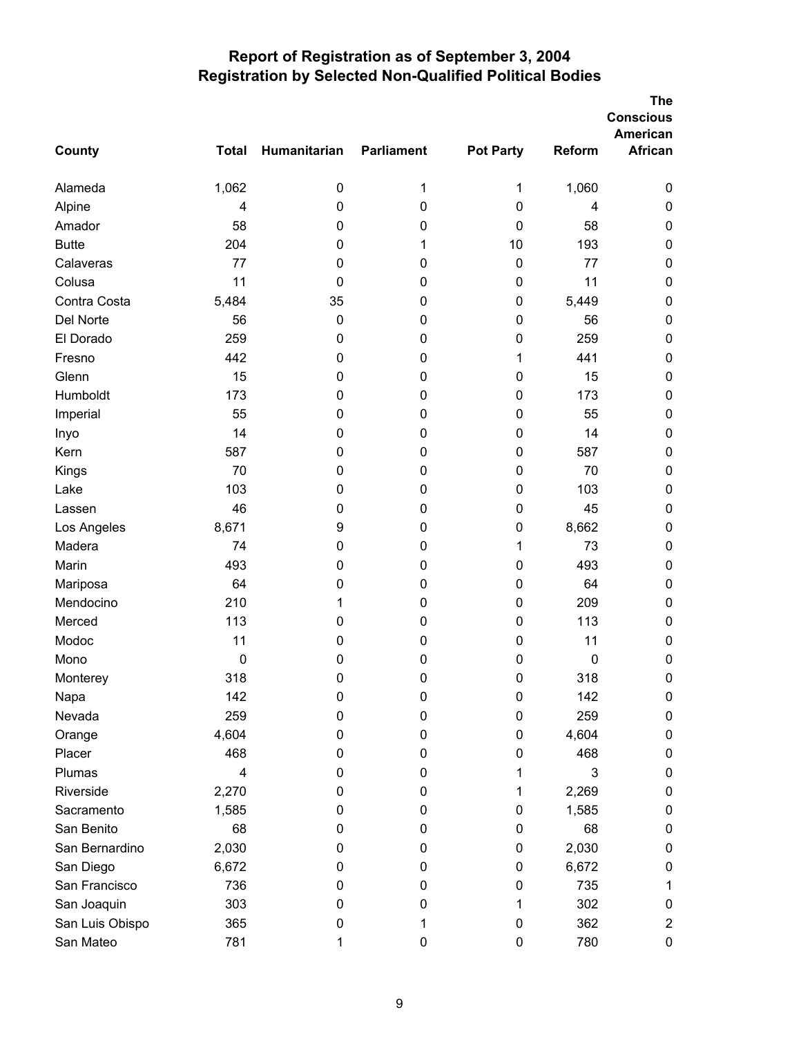# Report of Registration as of September 3, 2004
## Registration by Selected Non-Qualified Political Bodies

| County | Total | Humanitarian | Parliament | Pot Party | Reform | The Conscious American African |
|---|---|---|---|---|---|---|
| Alameda | 1,062 | 0 | 1 | 1 | 1,060 | 0 |
| Alpine | 4 | 0 | 0 | 0 | 4 | 0 |
| Amador | 58 | 0 | 0 | 0 | 58 | 0 |
| Butte | 204 | 0 | 1 | 10 | 193 | 0 |
| Calaveras | 77 | 0 | 0 | 0 | 77 | 0 |
| Colusa | 11 | 0 | 0 | 0 | 11 | 0 |
| Contra Costa | 5,484 | 35 | 0 | 0 | 5,449 | 0 |
| Del Norte | 56 | 0 | 0 | 0 | 56 | 0 |
| El Dorado | 259 | 0 | 0 | 0 | 259 | 0 |
| Fresno | 442 | 0 | 0 | 1 | 441 | 0 |
| Glenn | 15 | 0 | 0 | 0 | 15 | 0 |
| Humboldt | 173 | 0 | 0 | 0 | 173 | 0 |
| Imperial | 55 | 0 | 0 | 0 | 55 | 0 |
| Inyo | 14 | 0 | 0 | 0 | 14 | 0 |
| Kern | 587 | 0 | 0 | 0 | 587 | 0 |
| Kings | 70 | 0 | 0 | 0 | 70 | 0 |
| Lake | 103 | 0 | 0 | 0 | 103 | 0 |
| Lassen | 46 | 0 | 0 | 0 | 45 | 0 |
| Los Angeles | 8,671 | 9 | 0 | 0 | 8,662 | 0 |
| Madera | 74 | 0 | 0 | 1 | 73 | 0 |
| Marin | 493 | 0 | 0 | 0 | 493 | 0 |
| Mariposa | 64 | 0 | 0 | 0 | 64 | 0 |
| Mendocino | 210 | 1 | 0 | 0 | 209 | 0 |
| Merced | 113 | 0 | 0 | 0 | 113 | 0 |
| Modoc | 11 | 0 | 0 | 0 | 11 | 0 |
| Mono | 0 | 0 | 0 | 0 | 0 | 0 |
| Monterey | 318 | 0 | 0 | 0 | 318 | 0 |
| Napa | 142 | 0 | 0 | 0 | 142 | 0 |
| Nevada | 259 | 0 | 0 | 0 | 259 | 0 |
| Orange | 4,604 | 0 | 0 | 0 | 4,604 | 0 |
| Placer | 468 | 0 | 0 | 0 | 468 | 0 |
| Plumas | 4 | 0 | 0 | 1 | 3 | 0 |
| Riverside | 2,270 | 0 | 0 | 1 | 2,269 | 0 |
| Sacramento | 1,585 | 0 | 0 | 0 | 1,585 | 0 |
| San Benito | 68 | 0 | 0 | 0 | 68 | 0 |
| San Bernardino | 2,030 | 0 | 0 | 0 | 2,030 | 0 |
| San Diego | 6,672 | 0 | 0 | 0 | 6,672 | 0 |
| San Francisco | 736 | 0 | 0 | 0 | 735 | 1 |
| San Joaquin | 303 | 0 | 0 | 1 | 302 | 0 |
| San Luis Obispo | 365 | 0 | 1 | 0 | 362 | 2 |
| San Mateo | 781 | 1 | 0 | 0 | 780 | 0 |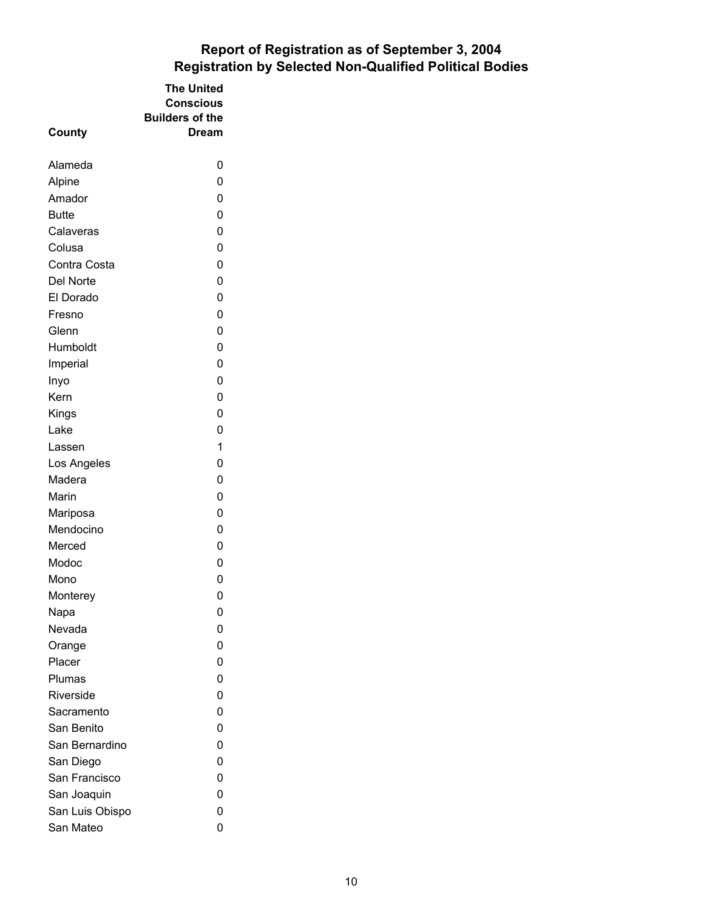# Report of Registration as of September 3, 2004
## Registration by Selected Non-Qualified Political Bodies

| County | The United Conscious Builders of the Dream |
|---|---|
| Alameda | 0 |
| Alpine | 0 |
| Amador | 0 |
| Butte | 0 |
| Calaveras | 0 |
| Colusa | 0 |
| Contra Costa | 0 |
| Del Norte | 0 |
| El Dorado | 0 |
| Fresno | 0 |
| Glenn | 0 |
| Humboldt | 0 |
| Imperial | 0 |
| Inyo | 0 |
| Kern | 0 |
| Kings | 0 |
| Lake | 0 |
| Lassen | 1 |
| Los Angeles | 0 |
| Madera | 0 |
| Marin | 0 |
| Mariposa | 0 |
| Mendocino | 0 |
| Merced | 0 |
| Modoc | 0 |
| Mono | 0 |
| Monterey | 0 |
| Napa | 0 |
| Nevada | 0 |
| Orange | 0 |
| Placer | 0 |
| Plumas | 0 |
| Riverside | 0 |
| Sacramento | 0 |
| San Benito | 0 |
| San Bernardino | 0 |
| San Diego | 0 |
| San Francisco | 0 |
| San Joaquin | 0 |
| San Luis Obispo | 0 |
| San Mateo | 0 |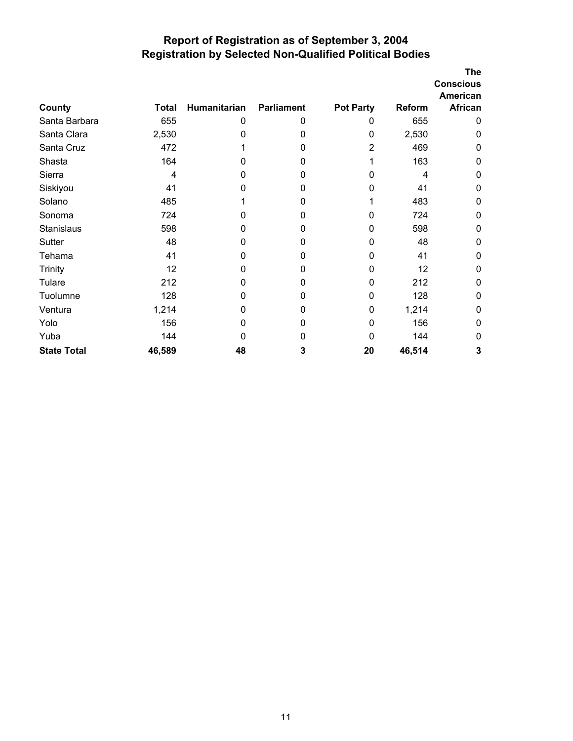# Report of Registration as of September 3, 2004
## Registration by Selected Non-Qualified Political Bodies

| County | Total | Humanitarian | Parliament | Pot Party | Reform | The Conscious American African |
|---|---|---|---|---|---|---|
| Santa Barbara | 655 | 0 | 0 | 0 | 655 | 0 |
| Santa Clara | 2,530 | 0 | 0 | 0 | 2,530 | 0 |
| Santa Cruz | 472 | 1 | 0 | 2 | 469 | 0 |
| Shasta | 164 | 0 | 0 | 1 | 163 | 0 |
| Sierra | 4 | 0 | 0 | 0 | 4 | 0 |
| Siskiyou | 41 | 0 | 0 | 0 | 41 | 0 |
| Solano | 485 | 1 | 0 | 1 | 483 | 0 |
| Sonoma | 724 | 0 | 0 | 0 | 724 | 0 |
| Stanislaus | 598 | 0 | 0 | 0 | 598 | 0 |
| Sutter | 48 | 0 | 0 | 0 | 48 | 0 |
| Tehama | 41 | 0 | 0 | 0 | 41 | 0 |
| Trinity | 12 | 0 | 0 | 0 | 12 | 0 |
| Tulare | 212 | 0 | 0 | 0 | 212 | 0 |
| Tuolumne | 128 | 0 | 0 | 0 | 128 | 0 |
| Ventura | 1,214 | 0 | 0 | 0 | 1,214 | 0 |
| Yolo | 156 | 0 | 0 | 0 | 156 | 0 |
| Yuba | 144 | 0 | 0 | 0 | 144 | 0 |
| **State Total** | **46,589** | **48** | **3** | **20** | **46,514** | **3** |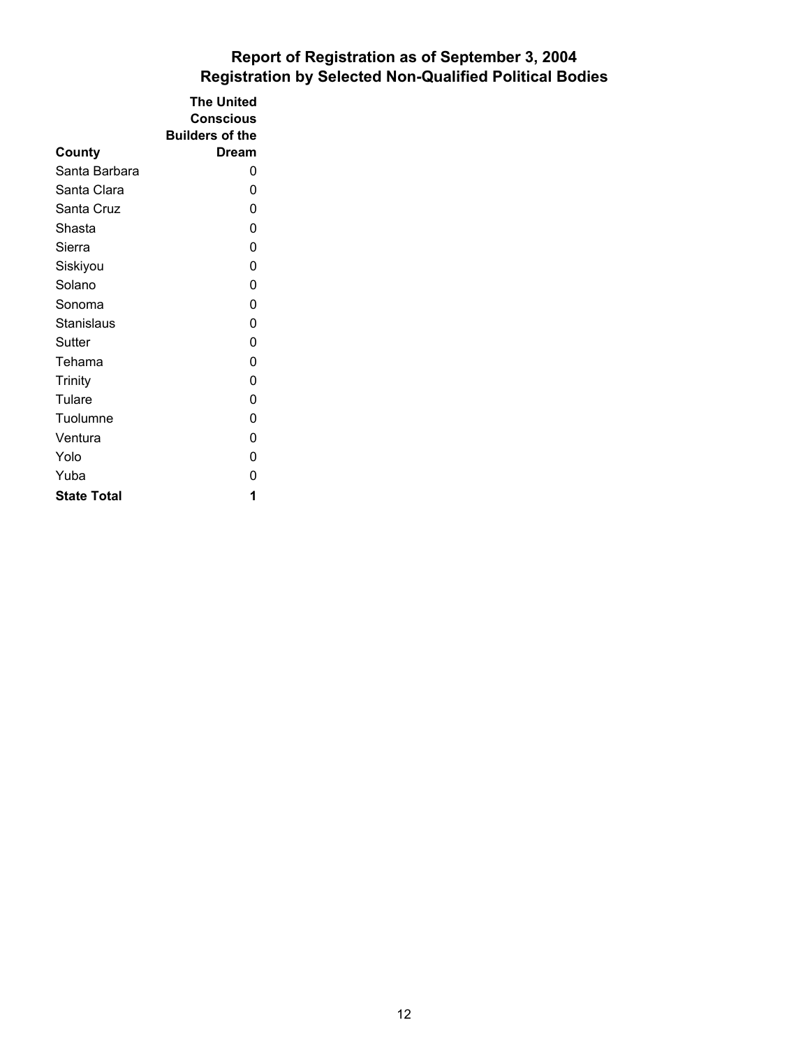## Report of Registration as of September 3, 2004
## Registration by Selected Non-Qualified Political Bodies

| County | The United Conscious Builders of the Dream |
|---|---|
| Santa Barbara | 0 |
| Santa Clara | 0 |
| Santa Cruz | 0 |
| Shasta | 0 |
| Sierra | 0 |
| Siskiyou | 0 |
| Solano | 0 |
| Sonoma | 0 |
| Stanislaus | 0 |
| Sutter | 0 |
| Tehama | 0 |
| Trinity | 0 |
| Tulare | 0 |
| Tuolumne | 0 |
| Ventura | 0 |
| Yolo | 0 |
| Yuba | 0 |
| **State Total** | **1** |